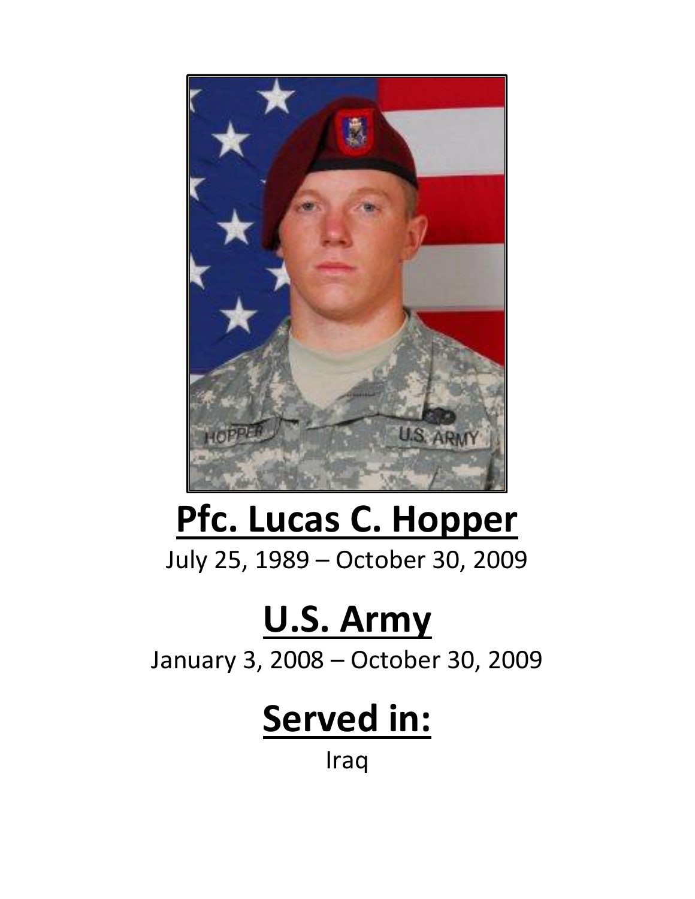# Pfc. Lucas C. Hopper

July 25, 1989 – October 30, 2009

# U.S. Army

January 3, 2008 – October 30, 2009

# Served in:

Iraq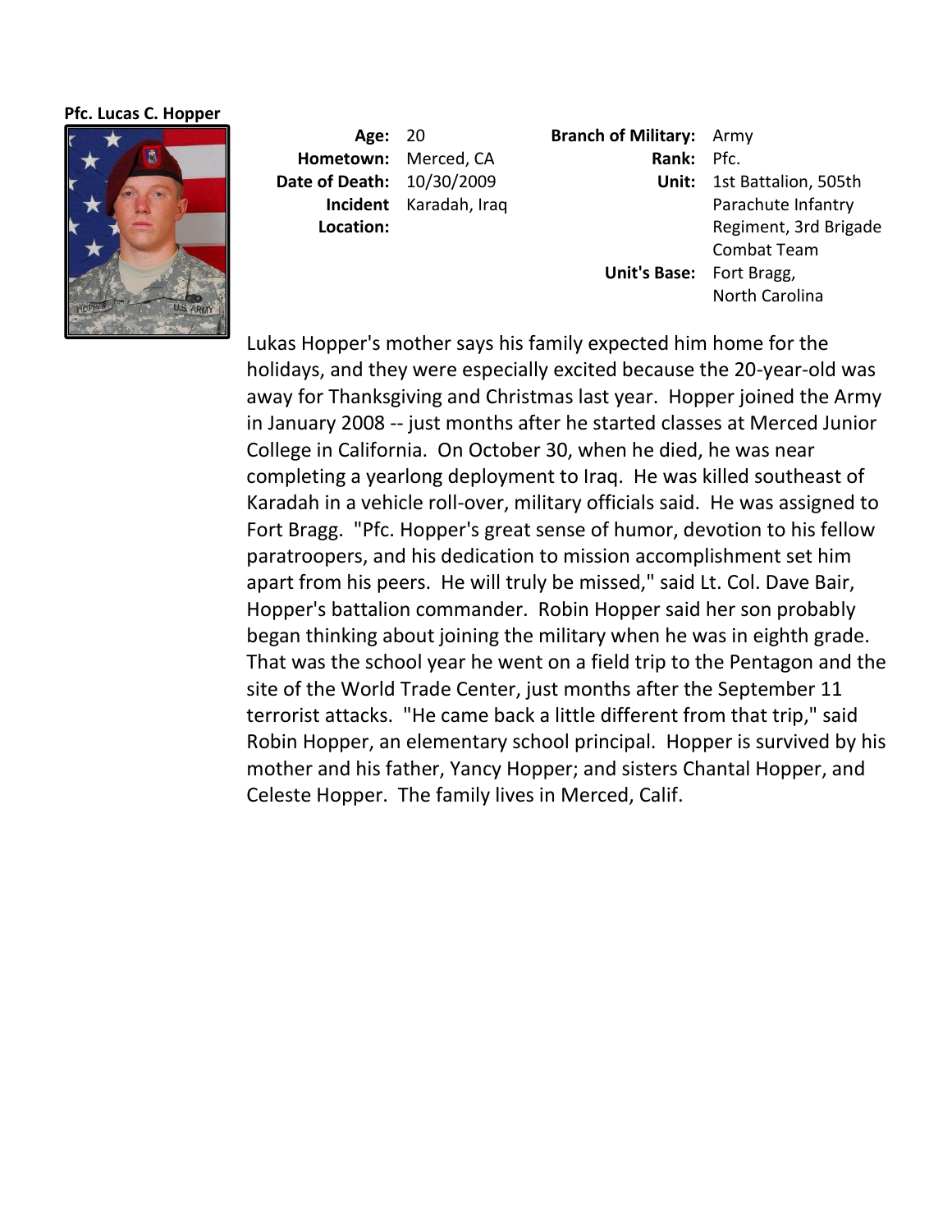**Pfc. Lucas C. Hopper**

| | | | |
|---|---|---|---|
| **Age:** | 20 | **Branch of Military:** | Army |
| **Hometown:** | Merced, CA | **Rank:** | Pfc. |
| **Date of Death:** | 10/30/2009 | **Unit:** | 1st Battalion, 505th Parachute Infantry Regiment, 3rd Brigade Combat Team |
| **Incident Location:** | Karadah, Iraq | **Unit's Base:** | Fort Bragg, North Carolina |

Lukas Hopper's mother says his family expected him home for the holidays, and they were especially excited because the 20-year-old was away for Thanksgiving and Christmas last year. Hopper joined the Army in January 2008 -- just months after he started classes at Merced Junior College in California. On October 30, when he died, he was near completing a yearlong deployment to Iraq. He was killed southeast of Karadah in a vehicle roll-over, military officials said. He was assigned to Fort Bragg. "Pfc. Hopper's great sense of humor, devotion to his fellow paratroopers, and his dedication to mission accomplishment set him apart from his peers. He will truly be missed," said Lt. Col. Dave Bair, Hopper's battalion commander. Robin Hopper said her son probably began thinking about joining the military when he was in eighth grade. That was the school year he went on a field trip to the Pentagon and the site of the World Trade Center, just months after the September 11 terrorist attacks. "He came back a little different from that trip," said Robin Hopper, an elementary school principal. Hopper is survived by his mother and his father, Yancy Hopper; and sisters Chantal Hopper, and Celeste Hopper. The family lives in Merced, Calif.